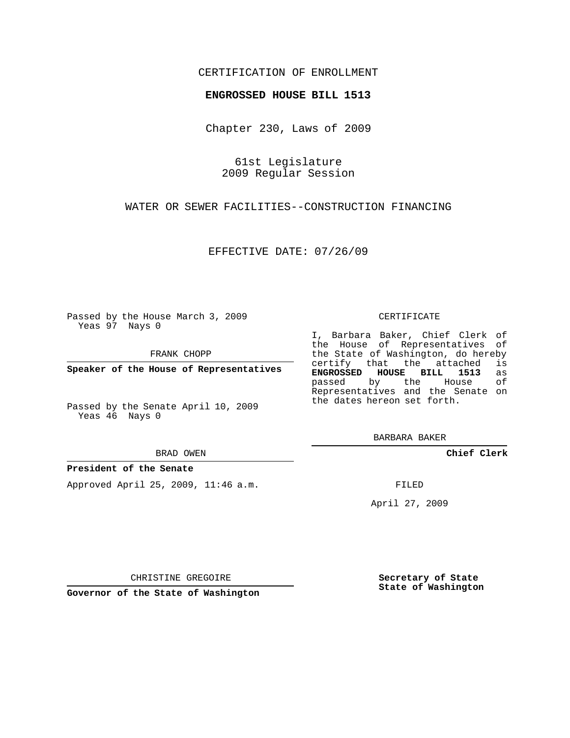CERTIFICATION OF ENROLLMENT

**ENGROSSED HOUSE BILL 1513**

Chapter 230, Laws of 2009

61st Legislature
2009 Regular Session

WATER OR SEWER FACILITIES--CONSTRUCTION FINANCING

EFFECTIVE DATE: 07/26/09

Passed by the House March 3, 2009
Yeas 97 Nays 0

FRANK CHOPP

**Speaker of the House of Representatives**

Passed by the Senate April 10, 2009
Yeas 46 Nays 0

BRAD OWEN

**President of the Senate**

Approved April 25, 2009, 11:46 a.m.

CHRISTINE GREGOIRE

**Governor of the State of Washington**

CERTIFICATE

I, Barbara Baker, Chief Clerk of the House of Representatives of the State of Washington, do hereby certify that the attached is **ENGROSSED HOUSE BILL 1513** as passed by the House of Representatives and the Senate on the dates hereon set forth.

BARBARA BAKER

**Chief Clerk**

FILED

April 27, 2009

**Secretary of State**
**State of Washington**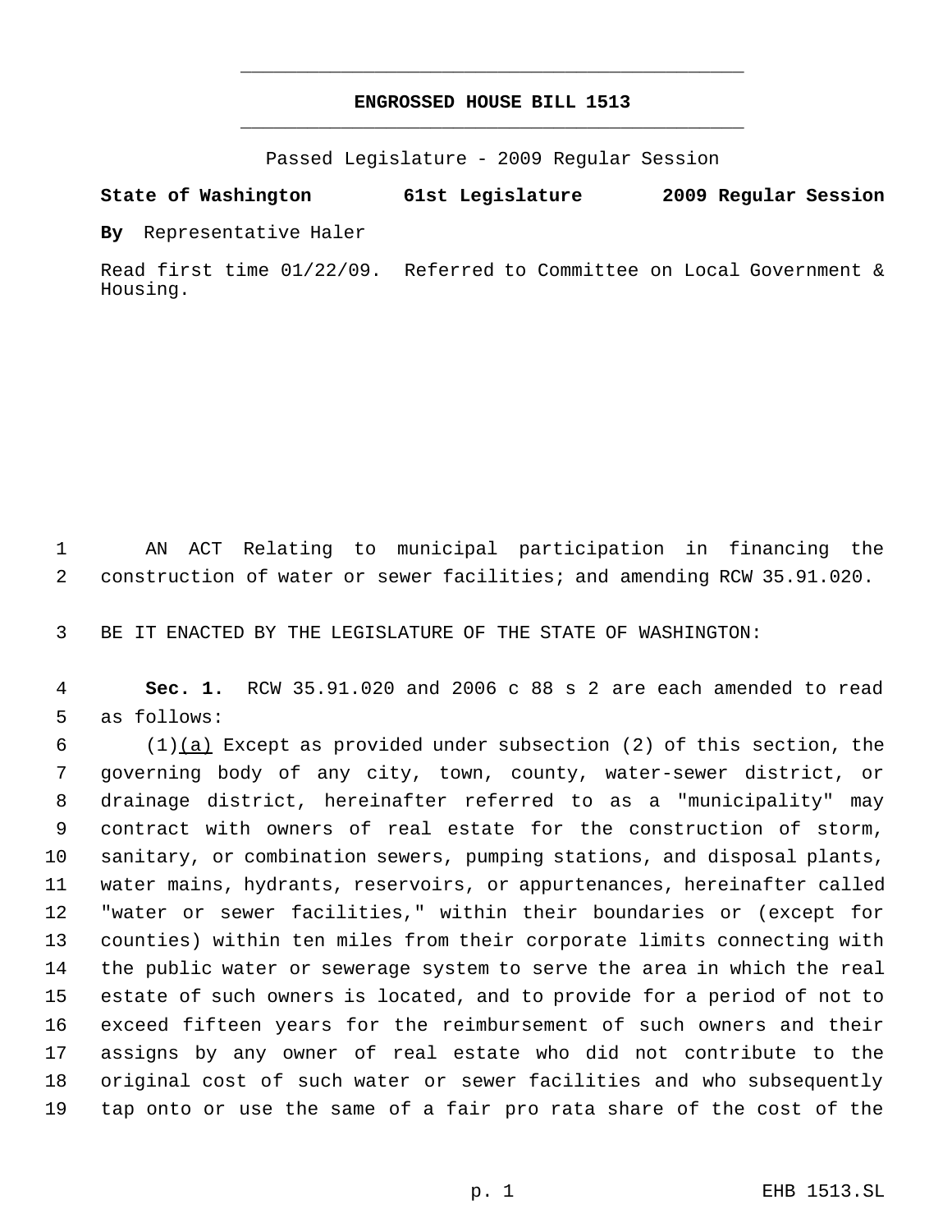# ENGROSSED HOUSE BILL 1513

Passed Legislature - 2009 Regular Session

**State of Washington 61st Legislature 2009 Regular Session**

**By** Representative Haler

Read first time 01/22/09. Referred to Committee on Local Government & Housing.

AN ACT Relating to municipal participation in financing the construction of water or sewer facilities; and amending RCW 35.91.020.

BE IT ENACTED BY THE LEGISLATURE OF THE STATE OF WASHINGTON:

**Sec. 1.** RCW 35.91.020 and 2006 c 88 s 2 are each amended to read as follows:

(1)(a) Except as provided under subsection (2) of this section, the governing body of any city, town, county, water-sewer district, or drainage district, hereinafter referred to as a "municipality" may contract with owners of real estate for the construction of storm, sanitary, or combination sewers, pumping stations, and disposal plants, water mains, hydrants, reservoirs, or appurtenances, hereinafter called "water or sewer facilities," within their boundaries or (except for counties) within ten miles from their corporate limits connecting with the public water or sewerage system to serve the area in which the real estate of such owners is located, and to provide for a period of not to exceed fifteen years for the reimbursement of such owners and their assigns by any owner of real estate who did not contribute to the original cost of such water or sewer facilities and who subsequently tap onto or use the same of a fair pro rata share of the cost of the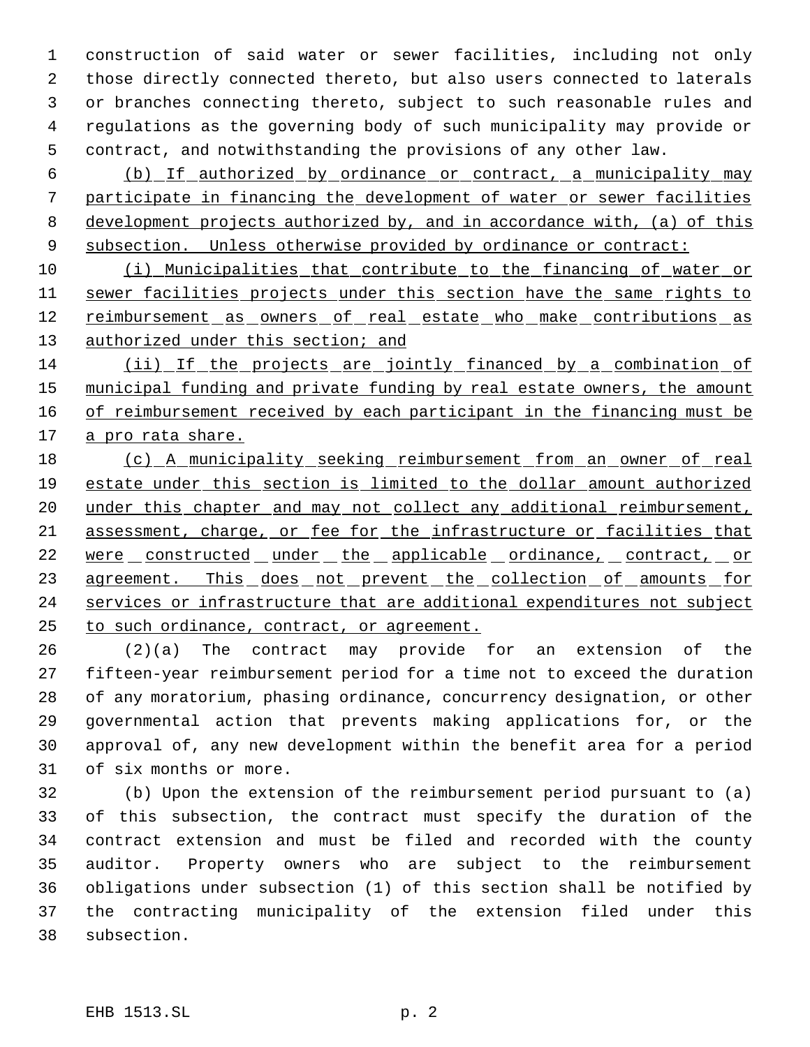construction of said water or sewer facilities, including not only those directly connected thereto, but also users connected to laterals or branches connecting thereto, subject to such reasonable rules and regulations as the governing body of such municipality may provide or contract, and notwithstanding the provisions of any other law.

<u>(b) If authorized by ordinance or contract, a municipality may participate in financing the development of water or sewer facilities development projects authorized by, and in accordance with, (a) of this subsection. Unless otherwise provided by ordinance or contract:</u>

<u>(i) Municipalities that contribute to the financing of water or sewer facilities projects under this section have the same rights to reimbursement as owners of real estate who make contributions as authorized under this section; and</u>

<u>(ii) If the projects are jointly financed by a combination of municipal funding and private funding by real estate owners, the amount of reimbursement received by each participant in the financing must be a pro rata share.</u>

<u>(c) A municipality seeking reimbursement from an owner of real estate under this section is limited to the dollar amount authorized under this chapter and may not collect any additional reimbursement, assessment, charge, or fee for the infrastructure or facilities that were constructed under the applicable ordinance, contract, or agreement. This does not prevent the collection of amounts for services or infrastructure that are additional expenditures not subject to such ordinance, contract, or agreement.</u>

(2)(a) The contract may provide for an extension of the fifteen-year reimbursement period for a time not to exceed the duration of any moratorium, phasing ordinance, concurrency designation, or other governmental action that prevents making applications for, or the approval of, any new development within the benefit area for a period of six months or more.

(b) Upon the extension of the reimbursement period pursuant to (a) of this subsection, the contract must specify the duration of the contract extension and must be filed and recorded with the county auditor. Property owners who are subject to the reimbursement obligations under subsection (1) of this section shall be notified by the contracting municipality of the extension filed under this subsection.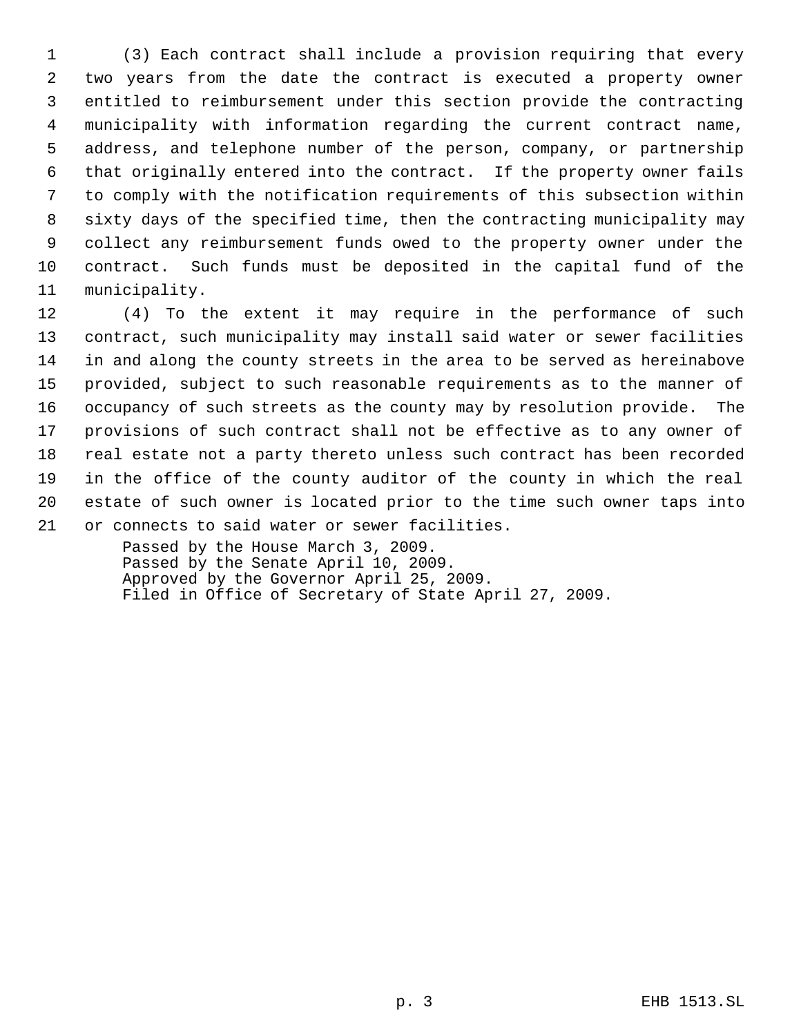(3) Each contract shall include a provision requiring that every two years from the date the contract is executed a property owner entitled to reimbursement under this section provide the contracting municipality with information regarding the current contract name, address, and telephone number of the person, company, or partnership that originally entered into the contract. If the property owner fails to comply with the notification requirements of this subsection within sixty days of the specified time, then the contracting municipality may collect any reimbursement funds owed to the property owner under the contract. Such funds must be deposited in the capital fund of the municipality.

(4) To the extent it may require in the performance of such contract, such municipality may install said water or sewer facilities in and along the county streets in the area to be served as hereinabove provided, subject to such reasonable requirements as to the manner of occupancy of such streets as the county may by resolution provide. The provisions of such contract shall not be effective as to any owner of real estate not a party thereto unless such contract has been recorded in the office of the county auditor of the county in which the real estate of such owner is located prior to the time such owner taps into or connects to said water or sewer facilities.

Passed by the House March 3, 2009.
Passed by the Senate April 10, 2009.
Approved by the Governor April 25, 2009.
Filed in Office of Secretary of State April 27, 2009.